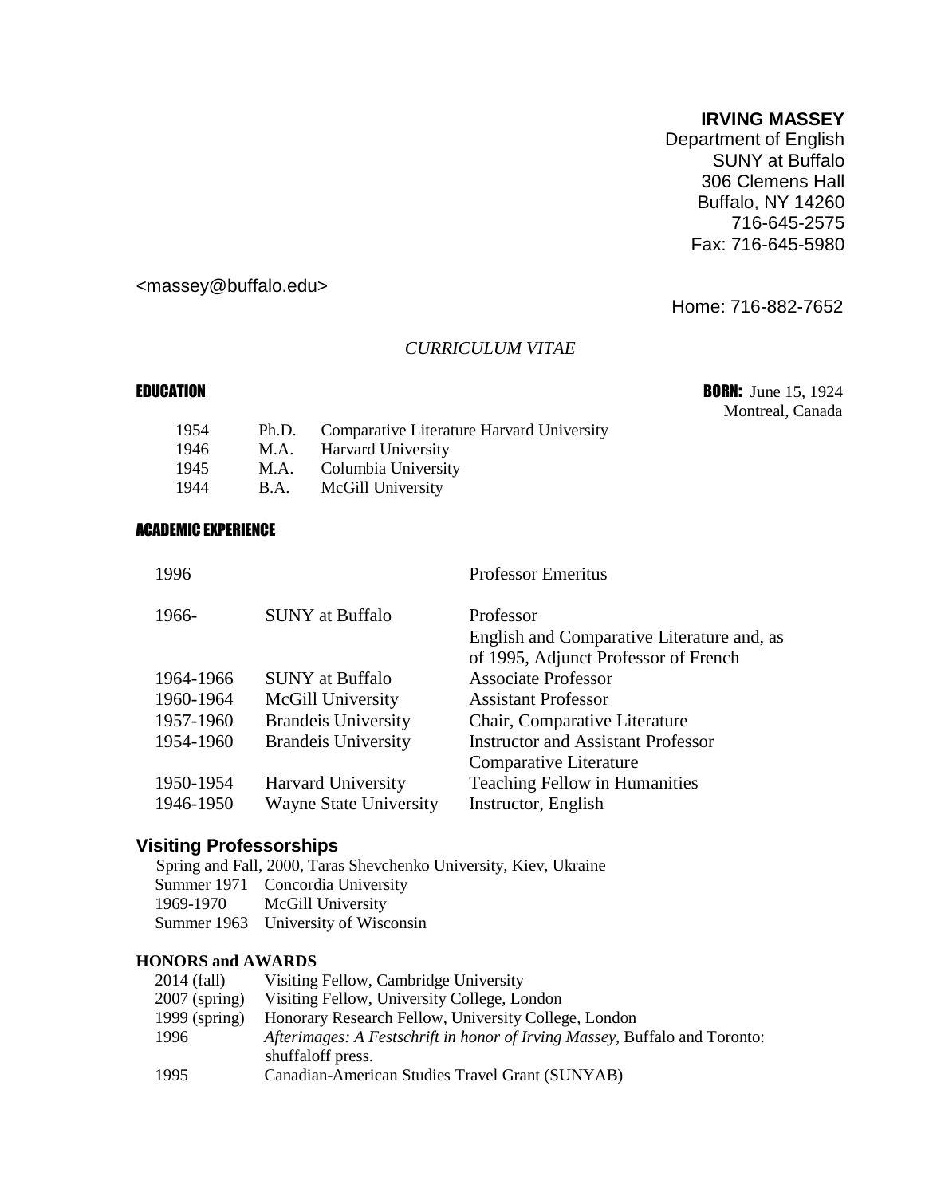**IRVING MASSEY**
Department of English
SUNY at Buffalo
306 Clemens Hall
Buffalo, NY 14260
716-645-2575
Fax: 716-645-5980

<massey@buffalo.edu>

Home: 716-882-7652

*CURRICULUM VITAE*

**BORN:** June 15, 1924
Montreal, Canada

## EDUCATION

| | | |
|---|---|---|
| 1954 | Ph.D. | Comparative Literature Harvard University |
| 1946 | M.A. | Harvard University |
| 1945 | M.A. | Columbia University |
| 1944 | B.A. | McGill University |

## ACADEMIC EXPERIENCE

| | | |
|---|---|---|
| 1996 | | Professor Emeritus |
| 1966- | SUNY at Buffalo | Professor<br>English and Comparative Literature and, as of 1995, Adjunct Professor of French |
| 1964-1966 | SUNY at Buffalo | Associate Professor |
| 1960-1964 | McGill University | Assistant Professor |
| 1957-1960 | Brandeis University | Chair, Comparative Literature |
| 1954-1960 | Brandeis University | Instructor and Assistant Professor<br>Comparative Literature |
| 1950-1954 | Harvard University | Teaching Fellow in Humanities |
| 1946-1950 | Wayne State University | Instructor, English |

## Visiting Professorships

Spring and Fall, 2000, Taras Shevchenko University, Kiev, Ukraine

| | |
|---|---|
| Summer 1971 | Concordia University |
| 1969-1970 | McGill University |
| Summer 1963 | University of Wisconsin |

## HONORS and AWARDS

| | |
|---|---|
| 2014 (fall) | Visiting Fellow, Cambridge University |
| 2007 (spring) | Visiting Fellow, University College, London |
| 1999 (spring) | Honorary Research Fellow, University College, London |
| 1996 | *Afterimages: A Festschrift in honor of Irving Massey*, Buffalo and Toronto: shuffaloff press. |
| 1995 | Canadian-American Studies Travel Grant (SUNYAB) |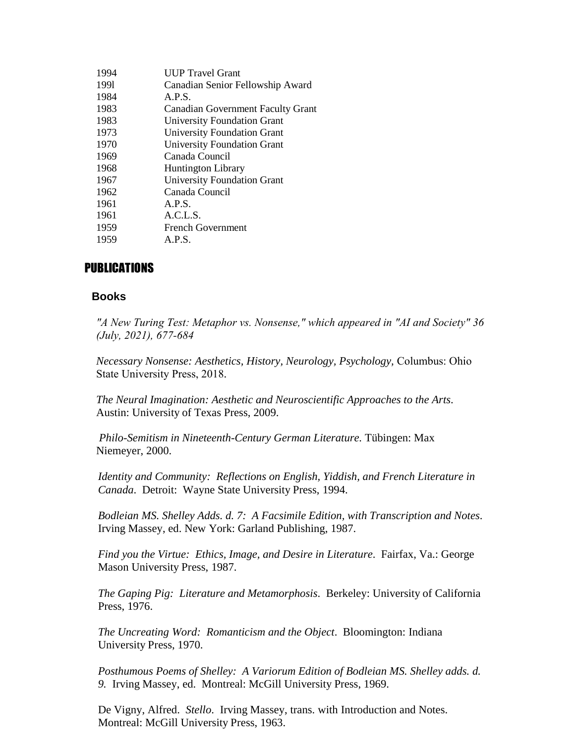| | |
|---|---|
| 1994 | UUP Travel Grant |
| 199l | Canadian Senior Fellowship Award |
| 1984 | A.P.S. |
| 1983 | Canadian Government Faculty Grant |
| 1983 | University Foundation Grant |
| 1973 | University Foundation Grant |
| 1970 | University Foundation Grant |
| 1969 | Canada Council |
| 1968 | Huntington Library |
| 1967 | University Foundation Grant |
| 1962 | Canada Council |
| 1961 | A.P.S. |
| 1961 | A.C.L.S. |
| 1959 | French Government |
| 1959 | A.P.S. |

## PUBLICATIONS

### Books

*"A New Turing Test: Metaphor vs. Nonsense," which appeared in "AI and Society" 36 (July, 2021), 677-684*

*Necessary Nonsense: Aesthetics, History, Neurology, Psychology,* Columbus: Ohio State University Press, 2018.

*The Neural Imagination: Aesthetic and Neuroscientific Approaches to the Arts*. Austin: University of Texas Press, 2009.

*Philo-Semitism in Nineteenth-Century German Literature.* Tübingen: Max Niemeyer, 2000.

*Identity and Community: Reflections on English, Yiddish, and French Literature in Canada*. Detroit: Wayne State University Press, 1994.

*Bodleian MS. Shelley Adds. d. 7: A Facsimile Edition, with Transcription and Notes*. Irving Massey, ed. New York: Garland Publishing, 1987.

*Find you the Virtue: Ethics, Image, and Desire in Literature*. Fairfax, Va.: George Mason University Press, 1987.

*The Gaping Pig: Literature and Metamorphosis*. Berkeley: University of California Press, 1976.

*The Uncreating Word: Romanticism and the Object*. Bloomington: Indiana University Press, 1970.

*Posthumous Poems of Shelley: A Variorum Edition of Bodleian MS. Shelley adds. d. 9.* Irving Massey, ed. Montreal: McGill University Press, 1969.

De Vigny, Alfred. *Stello*. Irving Massey, trans. with Introduction and Notes. Montreal: McGill University Press, 1963.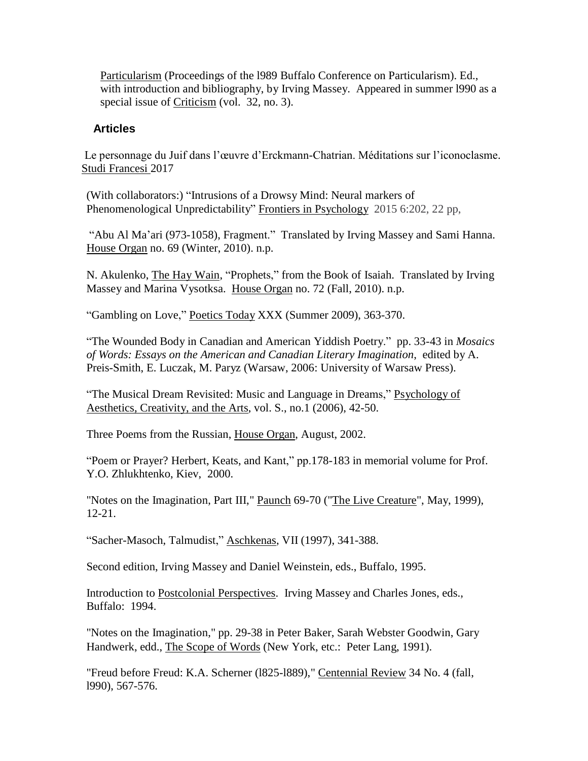Particularism (Proceedings of the l989 Buffalo Conference on Particularism). Ed., with introduction and bibliography, by Irving Massey. Appeared in summer l990 as a special issue of Criticism (vol. 32, no. 3).

## Articles

Le personnage du Juif dans l'œuvre d'Erckmann-Chatrian. Méditations sur l'iconoclasme. Studi Francesi 2017

(With collaborators:) "Intrusions of a Drowsy Mind: Neural markers of Phenomenological Unpredictability" Frontiers in Psychology 2015 6:202, 22 pp,

"Abu Al Ma'ari (973-1058), Fragment." Translated by Irving Massey and Sami Hanna. House Organ no. 69 (Winter, 2010). n.p.

N. Akulenko, The Hay Wain, "Prophets," from the Book of Isaiah. Translated by Irving Massey and Marina Vysotksa. House Organ no. 72 (Fall, 2010). n.p.

"Gambling on Love," Poetics Today XXX (Summer 2009), 363-370.

"The Wounded Body in Canadian and American Yiddish Poetry." pp. 33-43 in *Mosaics of Words: Essays on the American and Canadian Literary Imagination*, edited by A. Preis-Smith, E. Luczak, M. Paryz (Warsaw, 2006: University of Warsaw Press).

"The Musical Dream Revisited: Music and Language in Dreams," Psychology of Aesthetics, Creativity, and the Arts, vol. S., no.1 (2006), 42-50.

Three Poems from the Russian, House Organ, August, 2002.

"Poem or Prayer? Herbert, Keats, and Kant," pp.178-183 in memorial volume for Prof. Y.O. Zhlukhtenko, Kiev, 2000.

"Notes on the Imagination, Part III," Paunch 69-70 ("The Live Creature", May, 1999), 12-21.

"Sacher-Masoch, Talmudist," Aschkenas, VII (1997), 341-388.

Second edition, Irving Massey and Daniel Weinstein, eds., Buffalo, 1995.

Introduction to Postcolonial Perspectives. Irving Massey and Charles Jones, eds., Buffalo: 1994.

"Notes on the Imagination," pp. 29-38 in Peter Baker, Sarah Webster Goodwin, Gary Handwerk, edd., The Scope of Words (New York, etc.: Peter Lang, 1991).

"Freud before Freud: K.A. Scherner (l825-l889)," Centennial Review 34 No. 4 (fall, l990), 567-576.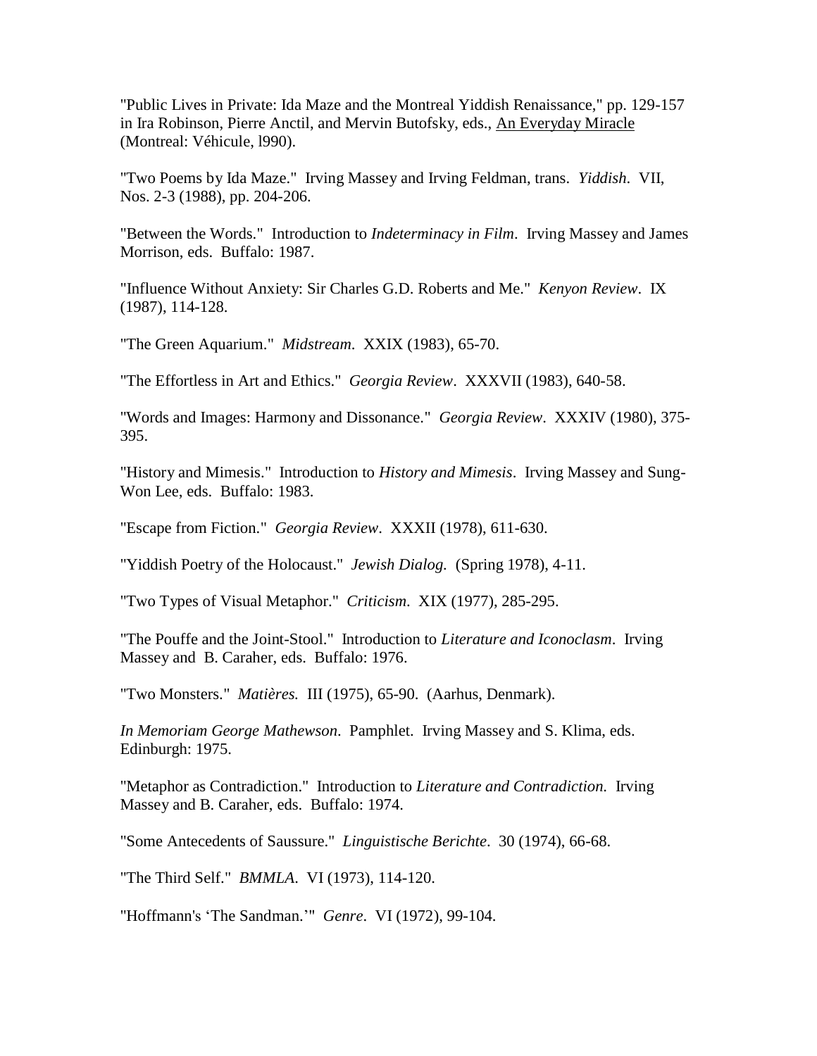"Public Lives in Private: Ida Maze and the Montreal Yiddish Renaissance," pp. 129-157 in Ira Robinson, Pierre Anctil, and Mervin Butofsky, eds., <u>An Everyday Miracle</u> (Montreal: Véhicule, l990).

"Two Poems by Ida Maze." Irving Massey and Irving Feldman, trans. *Yiddish*. VII, Nos. 2-3 (1988), pp. 204-206.

"Between the Words." Introduction to *Indeterminacy in Film*. Irving Massey and James Morrison, eds. Buffalo: 1987.

"Influence Without Anxiety: Sir Charles G.D. Roberts and Me." *Kenyon Review*. IX (1987), 114-128.

"The Green Aquarium." *Midstream*. XXIX (1983), 65-70.

"The Effortless in Art and Ethics." *Georgia Review*. XXXVII (1983), 640-58.

"Words and Images: Harmony and Dissonance." *Georgia Review*. XXXIV (1980), 375-395.

"History and Mimesis." Introduction to *History and Mimesis*. Irving Massey and Sung-Won Lee, eds. Buffalo: 1983.

"Escape from Fiction." *Georgia Review*. XXXII (1978), 611-630.

"Yiddish Poetry of the Holocaust." *Jewish Dialog.* (Spring 1978), 4-11.

"Two Types of Visual Metaphor." *Criticism*. XIX (1977), 285-295.

"The Pouffe and the Joint-Stool." Introduction to *Literature and Iconoclasm*. Irving Massey and B. Caraher, eds. Buffalo: 1976.

"Two Monsters." *Matières.* III (1975), 65-90. (Aarhus, Denmark).

*In Memoriam George Mathewson*. Pamphlet. Irving Massey and S. Klima, eds. Edinburgh: 1975.

"Metaphor as Contradiction." Introduction to *Literature and Contradiction.* Irving Massey and B. Caraher, eds. Buffalo: 1974.

"Some Antecedents of Saussure." *Linguistische Berichte*. 30 (1974), 66-68.

"The Third Self." *BMMLA*. VI (1973), 114-120.

"Hoffmann's 'The Sandman.'" *Genre*. VI (1972), 99-104.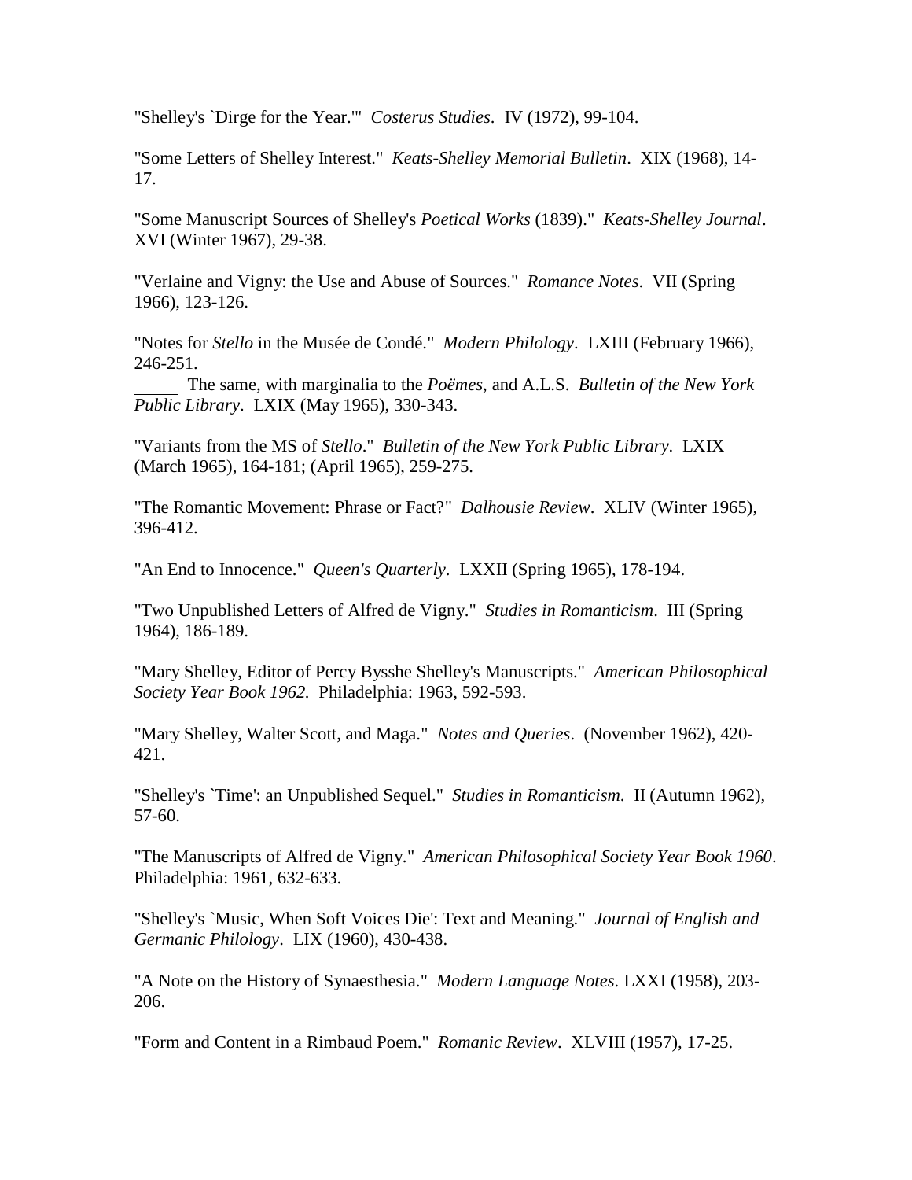"Shelley's `Dirge for the Year.'" *Costerus Studies*. IV (1972), 99-104.

"Some Letters of Shelley Interest." *Keats-Shelley Memorial Bulletin*. XIX (1968), 14-17.

"Some Manuscript Sources of Shelley's *Poetical Works* (1839)." *Keats-Shelley Journal*. XVI (Winter 1967), 29-38.

"Verlaine and Vigny: the Use and Abuse of Sources." *Romance Notes*. VII (Spring 1966), 123-126.

"Notes for *Stello* in the Musée de Condé." *Modern Philology*. LXIII (February 1966), 246-251.

_____ The same, with marginalia to the *Poëmes*, and A.L.S. *Bulletin of the New York Public Library*. LXIX (May 1965), 330-343.

"Variants from the MS of *Stello*." *Bulletin of the New York Public Library*. LXIX (March 1965), 164-181; (April 1965), 259-275.

"The Romantic Movement: Phrase or Fact?" *Dalhousie Review*. XLIV (Winter 1965), 396-412.

"An End to Innocence." *Queen's Quarterly*. LXXII (Spring 1965), 178-194.

"Two Unpublished Letters of Alfred de Vigny." *Studies in Romanticism*. III (Spring 1964), 186-189.

"Mary Shelley, Editor of Percy Bysshe Shelley's Manuscripts." *American Philosophical Society Year Book 1962.* Philadelphia: 1963, 592-593.

"Mary Shelley, Walter Scott, and Maga." *Notes and Queries*. (November 1962), 420-421.

"Shelley's `Time': an Unpublished Sequel." *Studies in Romanticism*. II (Autumn 1962), 57-60.

"The Manuscripts of Alfred de Vigny." *American Philosophical Society Year Book 1960*. Philadelphia: 1961, 632-633.

"Shelley's `Music, When Soft Voices Die': Text and Meaning." *Journal of English and Germanic Philology*. LIX (1960), 430-438.

"A Note on the History of Synaesthesia." *Modern Language Notes*. LXXI (1958), 203-206.

"Form and Content in a Rimbaud Poem." *Romanic Review*. XLVIII (1957), 17-25.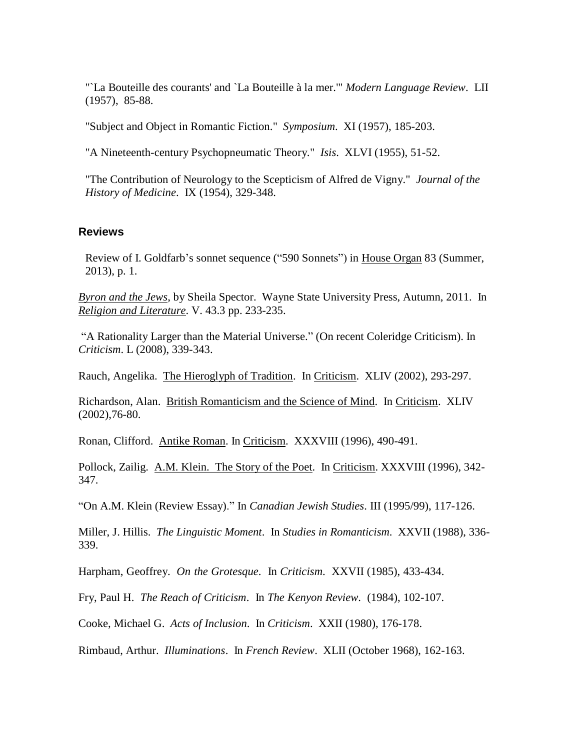"`La Bouteille des courants' and `La Bouteille à la mer.'" *Modern Language Review*. LII (1957), 85-88.

"Subject and Object in Romantic Fiction." *Symposium*. XI (1957), 185-203.

"A Nineteenth-century Psychopneumatic Theory." *Isis*. XLVI (1955), 51-52.

"The Contribution of Neurology to the Scepticism of Alfred de Vigny." *Journal of the History of Medicine*. IX (1954), 329-348.

## Reviews

Review of I. Goldfarb's sonnet sequence ("590 Sonnets") in House Organ 83 (Summer, 2013), p. 1.

*Byron and the Jews*, by Sheila Spector. Wayne State University Press, Autumn, 2011. In *Religion and Literature*. V. 43.3 pp. 233-235.

"A Rationality Larger than the Material Universe." (On recent Coleridge Criticism). In *Criticism*. L (2008), 339-343.

Rauch, Angelika. The Hieroglyph of Tradition. In Criticism. XLIV (2002), 293-297.

Richardson, Alan. British Romanticism and the Science of Mind. In Criticism. XLIV (2002),76-80.

Ronan, Clifford. Antike Roman. In Criticism. XXXVIII (1996), 490-491.

Pollock, Zailig. A.M. Klein. The Story of the Poet. In Criticism. XXXVIII (1996), 342-347.

"On A.M. Klein (Review Essay)." In *Canadian Jewish Studies*. III (1995/99), 117-126.

Miller, J. Hillis. *The Linguistic Moment*. In *Studies in Romanticism*. XXVII (1988), 336-339.

Harpham, Geoffrey. *On the Grotesque*. In *Criticism*. XXVII (1985), 433-434.

Fry, Paul H. *The Reach of Criticism*. In *The Kenyon Review*. (1984), 102-107.

Cooke, Michael G. *Acts of Inclusion*. In *Criticism*. XXII (1980), 176-178.

Rimbaud, Arthur. *Illuminations*. In *French Review*. XLII (October 1968), 162-163.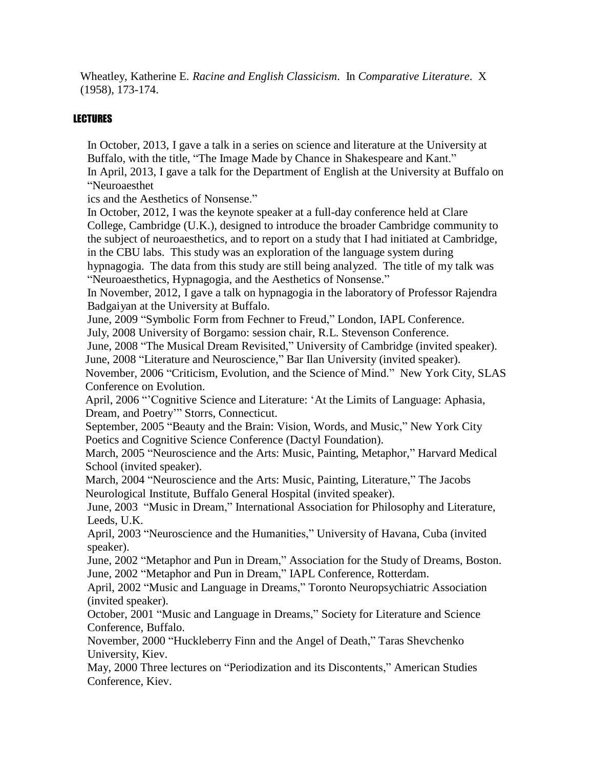Wheatley, Katherine E. *Racine and English Classicism*. In *Comparative Literature*. X (1958), 173-174.

## LECTURES

In October, 2013, I gave a talk in a series on science and literature at the University at Buffalo, with the title, "The Image Made by Chance in Shakespeare and Kant."

In April, 2013, I gave a talk for the Department of English at the University at Buffalo on "Neuroaesthet
ics and the Aesthetics of Nonsense."

In October, 2012, I was the keynote speaker at a full-day conference held at Clare College, Cambridge (U.K.), designed to introduce the broader Cambridge community to the subject of neuroaesthetics, and to report on a study that I had initiated at Cambridge, in the CBU labs. This study was an exploration of the language system during hypnagogia. The data from this study are still being analyzed. The title of my talk was "Neuroaesthetics, Hypnagogia, and the Aesthetics of Nonsense."

In November, 2012, I gave a talk on hypnagogia in the laboratory of Professor Rajendra Badgaiyan at the University at Buffalo.

June, 2009 "Symbolic Form from Fechner to Freud," London, IAPL Conference.

July, 2008 University of Borgamo: session chair, R.L. Stevenson Conference.

June, 2008 "The Musical Dream Revisited," University of Cambridge (invited speaker).

June, 2008 "Literature and Neuroscience," Bar Ilan University (invited speaker).

November, 2006 "Criticism, Evolution, and the Science of Mind." New York City, SLAS Conference on Evolution.

April, 2006 "'Cognitive Science and Literature: 'At the Limits of Language: Aphasia, Dream, and Poetry'" Storrs, Connecticut.

September, 2005 "Beauty and the Brain: Vision, Words, and Music," New York City Poetics and Cognitive Science Conference (Dactyl Foundation).

March, 2005 "Neuroscience and the Arts: Music, Painting, Metaphor," Harvard Medical School (invited speaker).

March, 2004 "Neuroscience and the Arts: Music, Painting, Literature," The Jacobs Neurological Institute, Buffalo General Hospital (invited speaker).

June, 2003 "Music in Dream," International Association for Philosophy and Literature, Leeds, U.K.

April, 2003 "Neuroscience and the Humanities," University of Havana, Cuba (invited speaker).

June, 2002 "Metaphor and Pun in Dream," Association for the Study of Dreams, Boston.

June, 2002 "Metaphor and Pun in Dream," IAPL Conference, Rotterdam.

April, 2002 "Music and Language in Dreams," Toronto Neuropsychiatric Association (invited speaker).

October, 2001 "Music and Language in Dreams," Society for Literature and Science Conference, Buffalo.

November, 2000 "Huckleberry Finn and the Angel of Death," Taras Shevchenko University, Kiev.

May, 2000 Three lectures on "Periodization and its Discontents," American Studies Conference, Kiev.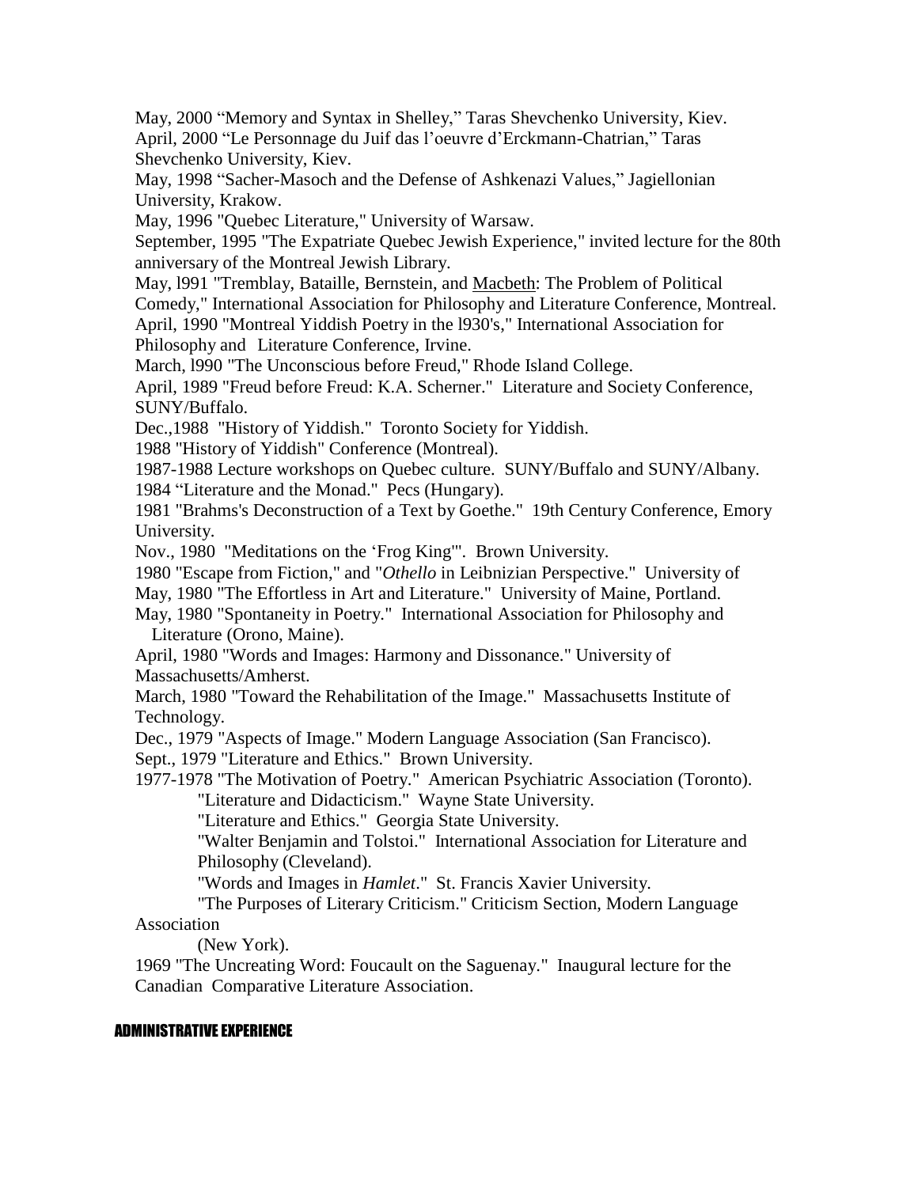May, 2000 “Memory and Syntax in Shelley,” Taras Shevchenko University, Kiev.
April, 2000 “Le Personnage du Juif das l’oeuvre d’Erckmann-Chatrian,” Taras Shevchenko University, Kiev.
May, 1998 “Sacher-Masoch and the Defense of Ashkenazi Values,” Jagiellonian University, Krakow.
May, 1996 "Quebec Literature," University of Warsaw.
September, 1995 "The Expatriate Quebec Jewish Experience," invited lecture for the 80th anniversary of the Montreal Jewish Library.
May, l991 "Tremblay, Bataille, Bernstein, and Macbeth: The Problem of Political Comedy," International Association for Philosophy and Literature Conference, Montreal.
April, 1990 "Montreal Yiddish Poetry in the l930's," International Association for Philosophy and Literature Conference, Irvine.
March, l990 "The Unconscious before Freud," Rhode Island College.
April, 1989 "Freud before Freud: K.A. Scherner." Literature and Society Conference, SUNY/Buffalo.
Dec.,1988 "History of Yiddish." Toronto Society for Yiddish.
1988 "History of Yiddish" Conference (Montreal).
1987-1988 Lecture workshops on Quebec culture. SUNY/Buffalo and SUNY/Albany.
1984 “Literature and the Monad." Pecs (Hungary).
1981 "Brahms's Deconstruction of a Text by Goethe." 19th Century Conference, Emory University.
Nov., 1980 "Meditations on the ‘Frog King'". Brown University.
1980 "Escape from Fiction," and "*Othello* in Leibnizian Perspective." University of
May, 1980 "The Effortless in Art and Literature." University of Maine, Portland.
May, 1980 "Spontaneity in Poetry." International Association for Philosophy and Literature (Orono, Maine).
April, 1980 "Words and Images: Harmony and Dissonance." University of Massachusetts/Amherst.
March, 1980 "Toward the Rehabilitation of the Image." Massachusetts Institute of Technology.
Dec., 1979 "Aspects of Image." Modern Language Association (San Francisco).
Sept., 1979 "Literature and Ethics." Brown University.
1977-1978 "The Motivation of Poetry." American Psychiatric Association (Toronto).
"Literature and Didacticism." Wayne State University.
"Literature and Ethics." Georgia State University.
"Walter Benjamin and Tolstoi." International Association for Literature and Philosophy (Cleveland).
"Words and Images in *Hamlet*." St. Francis Xavier University.
"The Purposes of Literary Criticism." Criticism Section, Modern Language Association (New York).
1969 "The Uncreating Word: Foucault on the Saguenay." Inaugural lecture for the Canadian Comparative Literature Association.

## ADMINISTRATIVE EXPERIENCE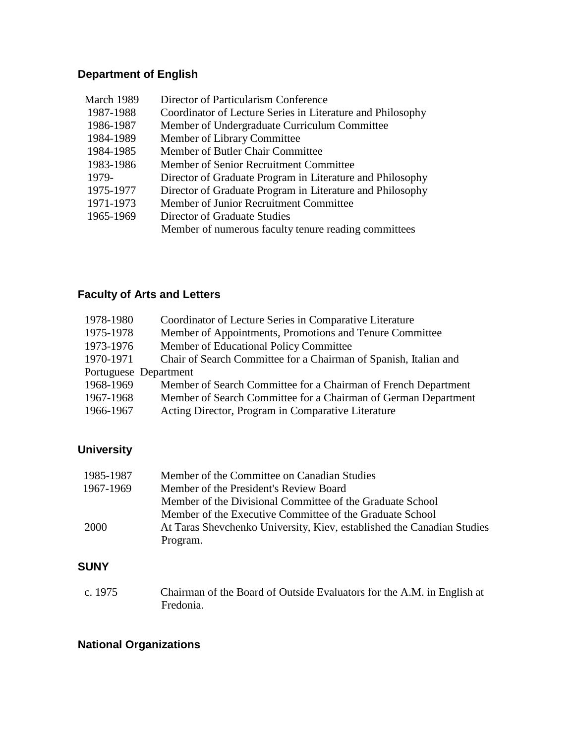### Department of English

| | |
|---|---|
| March 1989 | Director of Particularism Conference |
| 1987-1988 | Coordinator of Lecture Series in Literature and Philosophy |
| 1986-1987 | Member of Undergraduate Curriculum Committee |
| 1984-1989 | Member of Library Committee |
| 1984-1985 | Member of Butler Chair Committee |
| 1983-1986 | Member of Senior Recruitment Committee |
| 1979- | Director of Graduate Program in Literature and Philosophy |
| 1975-1977 | Director of Graduate Program in Literature and Philosophy |
| 1971-1973 | Member of Junior Recruitment Committee |
| 1965-1969 | Director of Graduate Studies |
| | Member of numerous faculty tenure reading committees |

### Faculty of Arts and Letters

| | |
|---|---|
| 1978-1980 | Coordinator of Lecture Series in Comparative Literature |
| 1975-1978 | Member of Appointments, Promotions and Tenure Committee |
| 1973-1976 | Member of Educational Policy Committee |
| 1970-1971 | Chair of Search Committee for a Chairman of Spanish, Italian and Portuguese Department |
| 1968-1969 | Member of Search Committee for a Chairman of French Department |
| 1967-1968 | Member of Search Committee for a Chairman of German Department |
| 1966-1967 | Acting Director, Program in Comparative Literature |

### University

| | |
|---|---|
| 1985-1987 | Member of the Committee on Canadian Studies |
| 1967-1969 | Member of the President's Review Board |
| | Member of the Divisional Committee of the Graduate School |
| | Member of the Executive Committee of the Graduate School |
| 2000 | At Taras Shevchenko University, Kiev, established the Canadian Studies Program. |

### SUNY

| | |
|---|---|
| c. 1975 | Chairman of the Board of Outside Evaluators for the A.M. in English at Fredonia. |

### National Organizations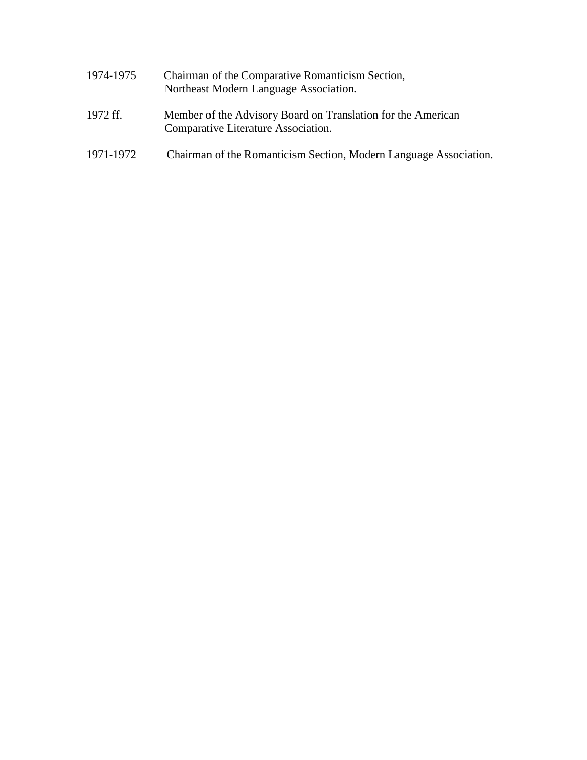1974-1975 Chairman of the Comparative Romanticism Section, Northeast Modern Language Association.

1972 ff. Member of the Advisory Board on Translation for the American Comparative Literature Association.

1971-1972 Chairman of the Romanticism Section, Modern Language Association.